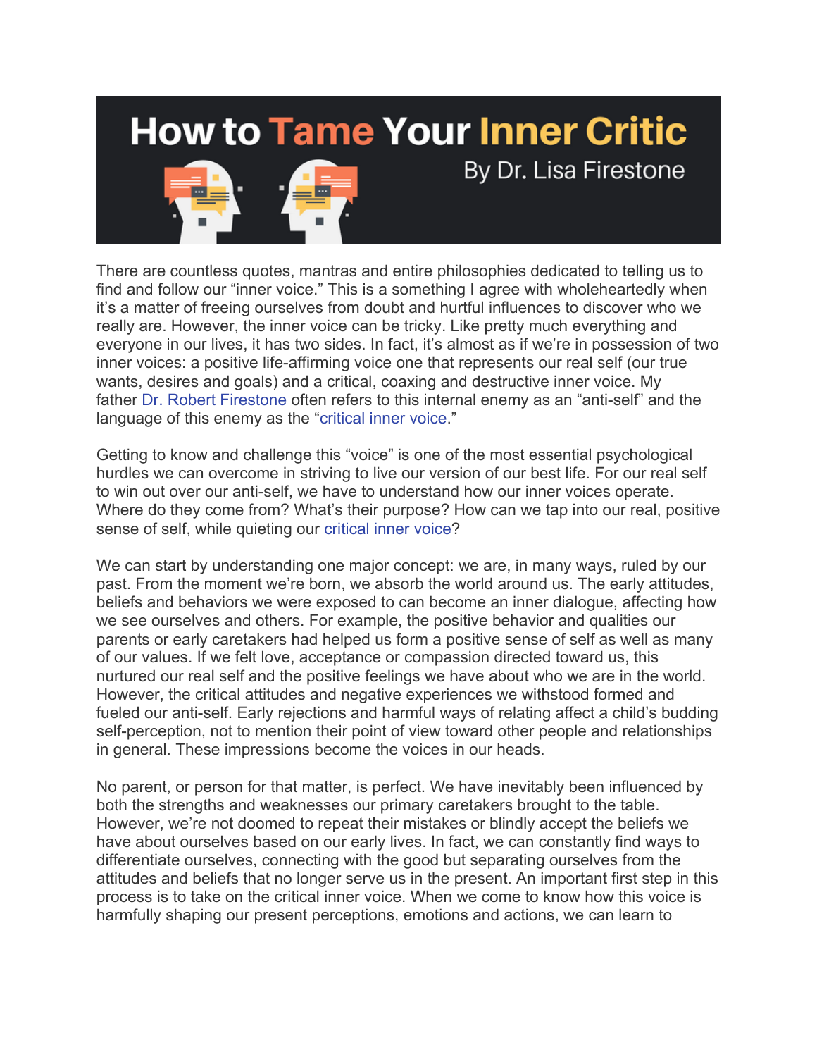# How to Tame Your Inner Critic

By Dr. Lisa Firestone

There are countless quotes, mantras and entire philosophies dedicated to telling us to find and follow our "inner voice." This is a something I agree with wholeheartedly when it's a matter of freeing ourselves from doubt and hurtful influences to discover who we really are. However, the inner voice can be tricky. Like pretty much everything and everyone in our lives, it has two sides. In fact, it's almost as if we're in possession of two inner voices: a positive life-affirming voice one that represents our real self (our true wants, desires and goals) and a critical, coaxing and destructive inner voice. My father Dr. Robert Firestone often refers to this internal enemy as an "anti-self" and the language of this enemy as the "critical inner voice."

Getting to know and challenge this "voice" is one of the most essential psychological hurdles we can overcome in striving to live our version of our best life. For our real self to win out over our anti-self, we have to understand how our inner voices operate. Where do they come from? What's their purpose? How can we tap into our real, positive sense of self, while quieting our critical inner voice?

We can start by understanding one major concept: we are, in many ways, ruled by our past. From the moment we're born, we absorb the world around us. The early attitudes, beliefs and behaviors we were exposed to can become an inner dialogue, affecting how we see ourselves and others. For example, the positive behavior and qualities our parents or early caretakers had helped us form a positive sense of self as well as many of our values. If we felt love, acceptance or compassion directed toward us, this nurtured our real self and the positive feelings we have about who we are in the world. However, the critical attitudes and negative experiences we withstood formed and fueled our anti-self. Early rejections and harmful ways of relating affect a child's budding self-perception, not to mention their point of view toward other people and relationships in general. These impressions become the voices in our heads.

No parent, or person for that matter, is perfect. We have inevitably been influenced by both the strengths and weaknesses our primary caretakers brought to the table. However, we're not doomed to repeat their mistakes or blindly accept the beliefs we have about ourselves based on our early lives. In fact, we can constantly find ways to differentiate ourselves, connecting with the good but separating ourselves from the attitudes and beliefs that no longer serve us in the present. An important first step in this process is to take on the critical inner voice. When we come to know how this voice is harmfully shaping our present perceptions, emotions and actions, we can learn to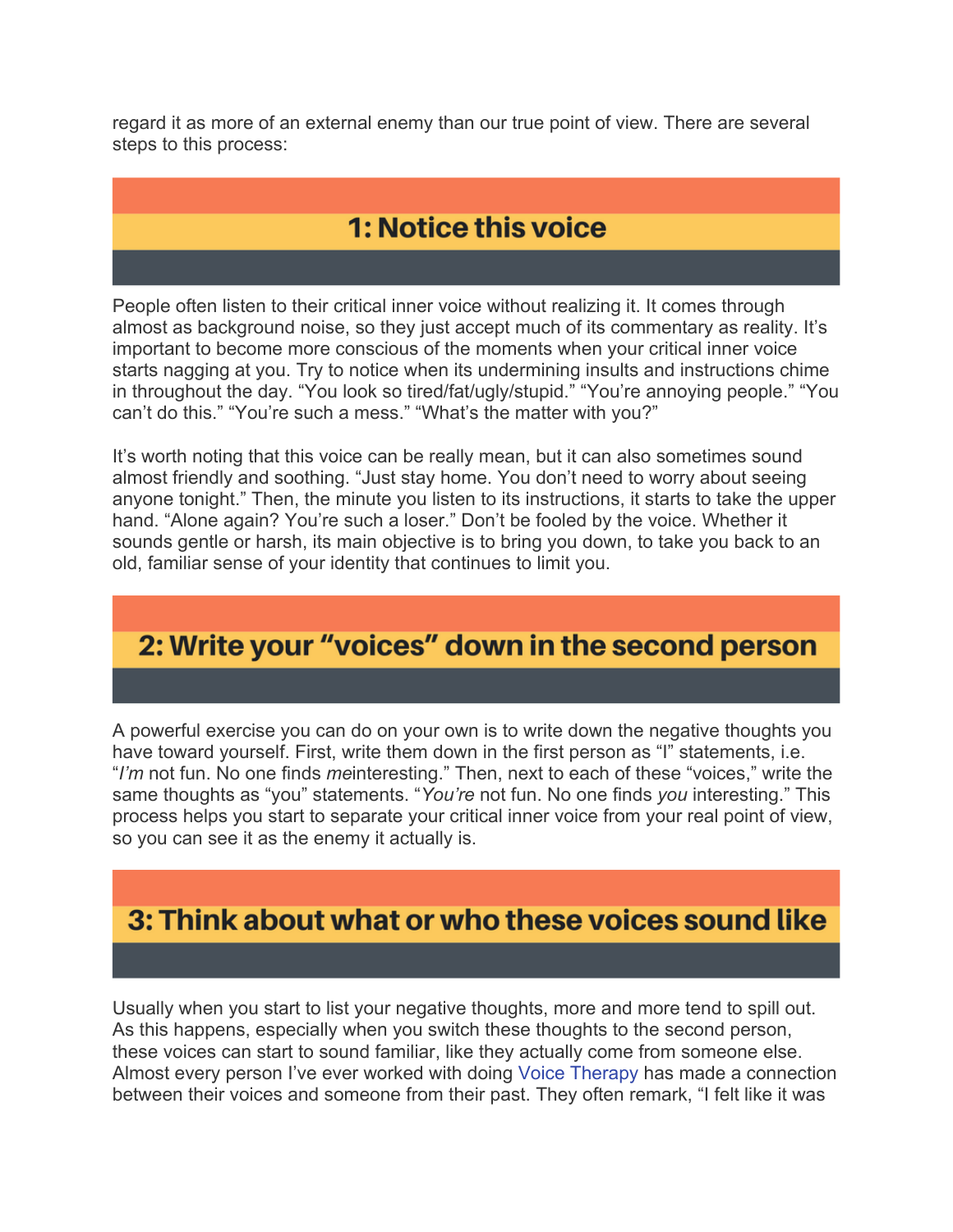regard it as more of an external enemy than our true point of view. There are several steps to this process:

## 1: Notice this voice

People often listen to their critical inner voice without realizing it. It comes through almost as background noise, so they just accept much of its commentary as reality. It's important to become more conscious of the moments when your critical inner voice starts nagging at you. Try to notice when its undermining insults and instructions chime in throughout the day. "You look so tired/fat/ugly/stupid." "You're annoying people." "You can't do this." "You're such a mess." "What's the matter with you?"

It's worth noting that this voice can be really mean, but it can also sometimes sound almost friendly and soothing. "Just stay home. You don't need to worry about seeing anyone tonight." Then, the minute you listen to its instructions, it starts to take the upper hand. "Alone again? You're such a loser." Don't be fooled by the voice. Whether it sounds gentle or harsh, its main objective is to bring you down, to take you back to an old, familiar sense of your identity that continues to limit you.

## 2: Write your "voices" down in the second person

A powerful exercise you can do on your own is to write down the negative thoughts you have toward yourself. First, write them down in the first person as "I" statements, i.e. "*I'm* not fun. No one finds *me*interesting." Then, next to each of these "voices," write the same thoughts as "you" statements. "*You're* not fun. No one finds *you* interesting." This process helps you start to separate your critical inner voice from your real point of view, so you can see it as the enemy it actually is.

## 3: Think about what or who these voices sound like

Usually when you start to list your negative thoughts, more and more tend to spill out. As this happens, especially when you switch these thoughts to the second person, these voices can start to sound familiar, like they actually come from someone else. Almost every person I've ever worked with doing Voice Therapy has made a connection between their voices and someone from their past. They often remark, "I felt like it was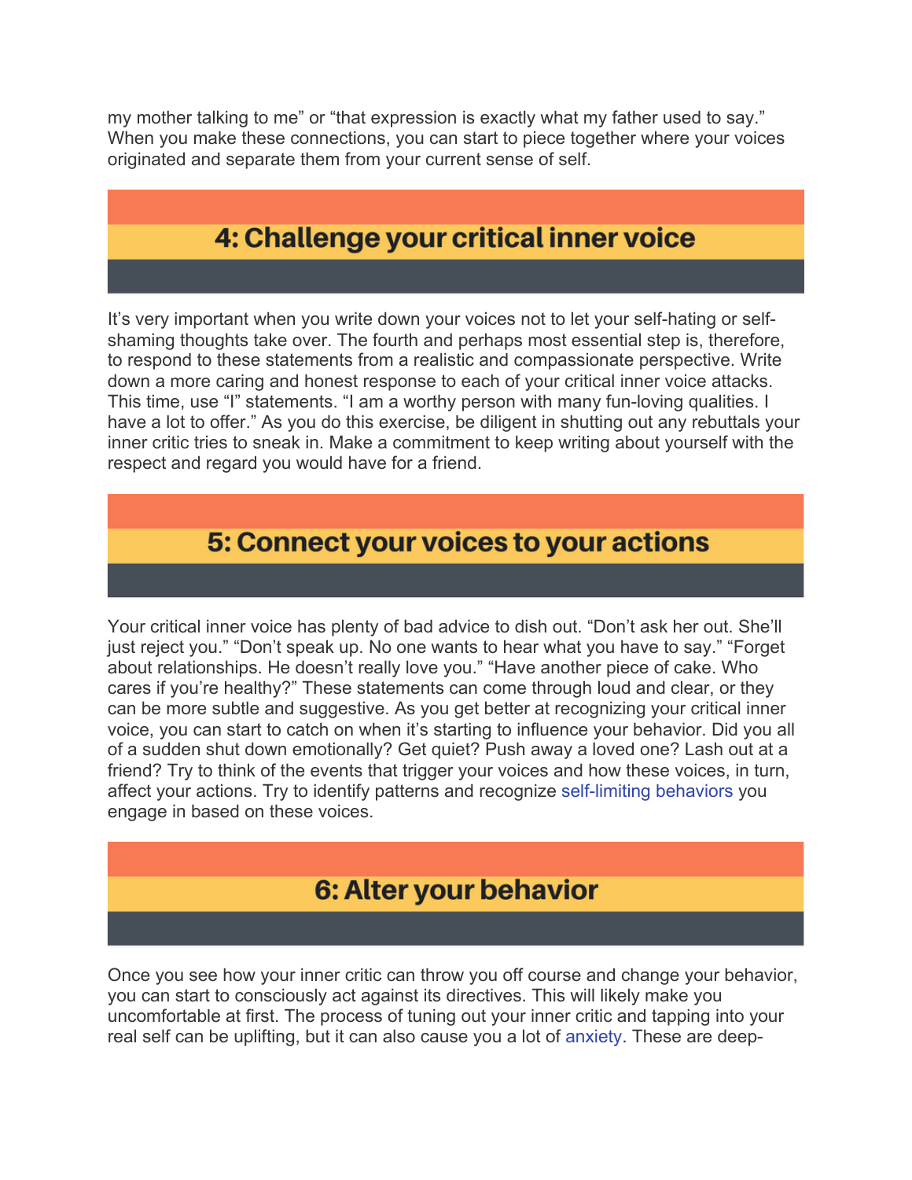my mother talking to me" or "that expression is exactly what my father used to say." When you make these connections, you can start to piece together where your voices originated and separate them from your current sense of self.

## 4: Challenge your critical inner voice

It's very important when you write down your voices not to let your self-hating or self-shaming thoughts take over. The fourth and perhaps most essential step is, therefore, to respond to these statements from a realistic and compassionate perspective. Write down a more caring and honest response to each of your critical inner voice attacks. This time, use "I" statements. "I am a worthy person with many fun-loving qualities. I have a lot to offer." As you do this exercise, be diligent in shutting out any rebuttals your inner critic tries to sneak in. Make a commitment to keep writing about yourself with the respect and regard you would have for a friend.

## 5: Connect your voices to your actions

Your critical inner voice has plenty of bad advice to dish out. "Don't ask her out. She'll just reject you." "Don't speak up. No one wants to hear what you have to say." "Forget about relationships. He doesn't really love you." "Have another piece of cake. Who cares if you're healthy?" These statements can come through loud and clear, or they can be more subtle and suggestive. As you get better at recognizing your critical inner voice, you can start to catch on when it's starting to influence your behavior. Did you all of a sudden shut down emotionally? Get quiet? Push away a loved one? Lash out at a friend? Try to think of the events that trigger your voices and how these voices, in turn, affect your actions. Try to identify patterns and recognize self-limiting behaviors you engage in based on these voices.

## 6: Alter your behavior

Once you see how your inner critic can throw you off course and change your behavior, you can start to consciously act against its directives. This will likely make you uncomfortable at first. The process of tuning out your inner critic and tapping into your real self can be uplifting, but it can also cause you a lot of anxiety. These are deep-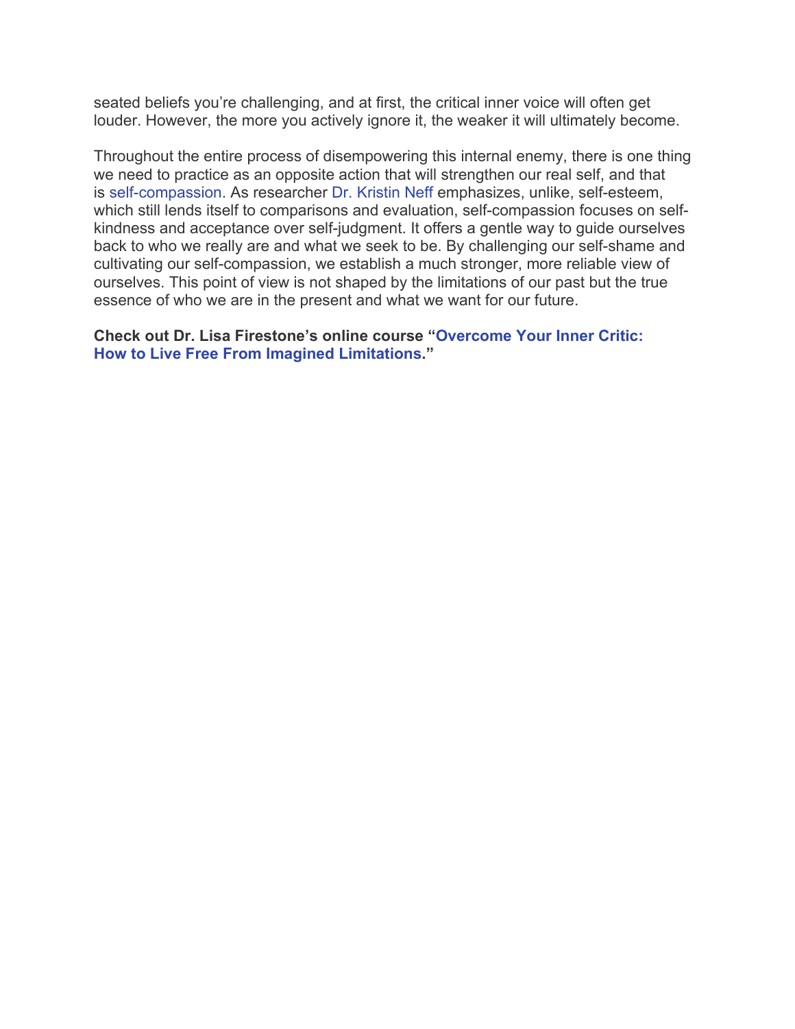seated beliefs you're challenging, and at first, the critical inner voice will often get louder. However, the more you actively ignore it, the weaker it will ultimately become.

Throughout the entire process of disempowering this internal enemy, there is one thing we need to practice as an opposite action that will strengthen our real self, and that is self-compassion. As researcher Dr. Kristin Neff emphasizes, unlike, self-esteem, which still lends itself to comparisons and evaluation, self-compassion focuses on self-kindness and acceptance over self-judgment. It offers a gentle way to guide ourselves back to who we really are and what we seek to be. By challenging our self-shame and cultivating our self-compassion, we establish a much stronger, more reliable view of ourselves. This point of view is not shaped by the limitations of our past but the true essence of who we are in the present and what we want for our future.

**Check out Dr. Lisa Firestone's online course "Overcome Your Inner Critic: How to Live Free From Imagined Limitations."**